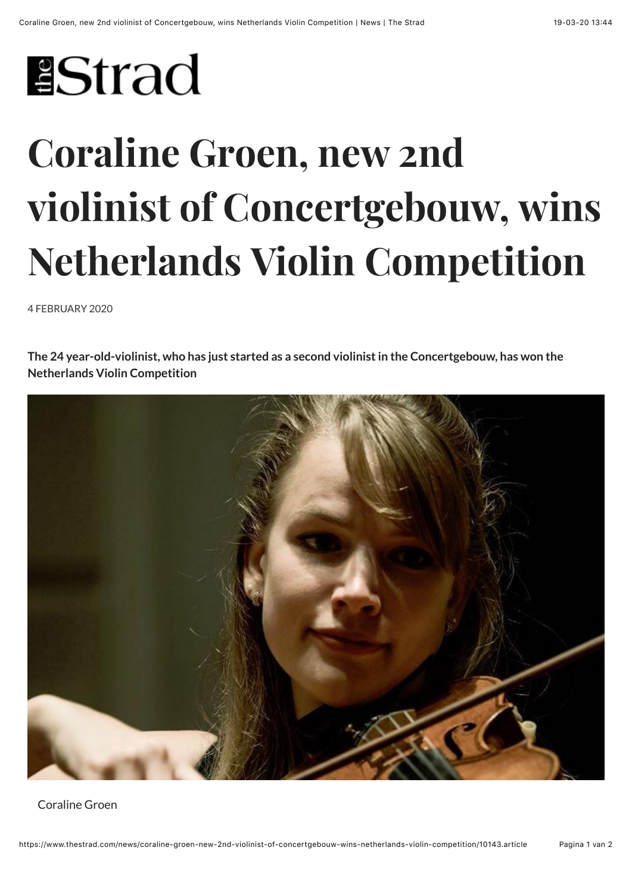# Coraline Groen, new 2nd violinist of Concertgebouw, wins Netherlands Violin Competition

4 FEBRUARY 2020

**The 24 year-old-violinist, who has just started as a second violinist in the Concertgebouw, has won the Netherlands Violin Competition**

Coraline Groen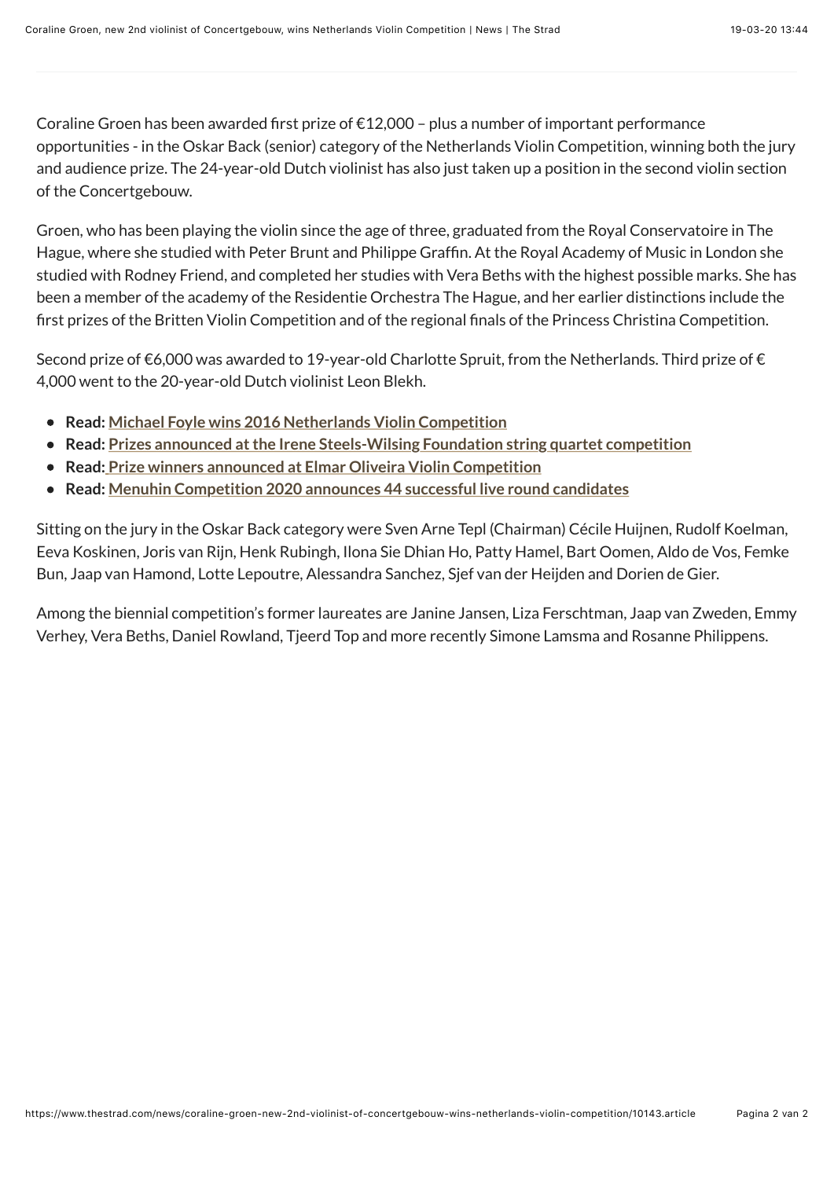Coraline Groen has been awarded first prize of €12,000 – plus a number of important performance opportunities - in the Oskar Back (senior) category of the Netherlands Violin Competition, winning both the jury and audience prize. The 24-year-old Dutch violinist has also just taken up a position in the second violin section of the Concertgebouw.

Groen, who has been playing the violin since the age of three, graduated from the Royal Conservatoire in The Hague, where she studied with Peter Brunt and Philippe Graffin. At the Royal Academy of Music in London she studied with Rodney Friend, and completed her studies with Vera Beths with the highest possible marks. She has been a member of the academy of the Residentie Orchestra The Hague, and her earlier distinctions include the first prizes of the Britten Violin Competition and of the regional finals of the Princess Christina Competition.

Second prize of €6,000 was awarded to 19-year-old Charlotte Spruit, from the Netherlands. Third prize of € 4,000 went to the 20-year-old Dutch violinist Leon Blekh.

- **Read: Michael Foyle wins 2016 Netherlands Violin Competition**
- **Read: Prizes announced at the Irene Steels-Wilsing Foundation string quartet competition**
- **Read: Prize winners announced at Elmar Oliveira Violin Competition**
- **Read: Menuhin Competition 2020 announces 44 successful live round candidates**

Sitting on the jury in the Oskar Back category were Sven Arne Tepl (Chairman) Cécile Huijnen, Rudolf Koelman, Eeva Koskinen, Joris van Rijn, Henk Rubingh, Ilona Sie Dhian Ho, Patty Hamel, Bart Oomen, Aldo de Vos, Femke Bun, Jaap van Hamond, Lotte Lepoutre, Alessandra Sanchez, Sjef van der Heijden and Dorien de Gier.

Among the biennial competition's former laureates are Janine Jansen, Liza Ferschtman, Jaap van Zweden, Emmy Verhey, Vera Beths, Daniel Rowland, Tjeerd Top and more recently Simone Lamsma and Rosanne Philippens.